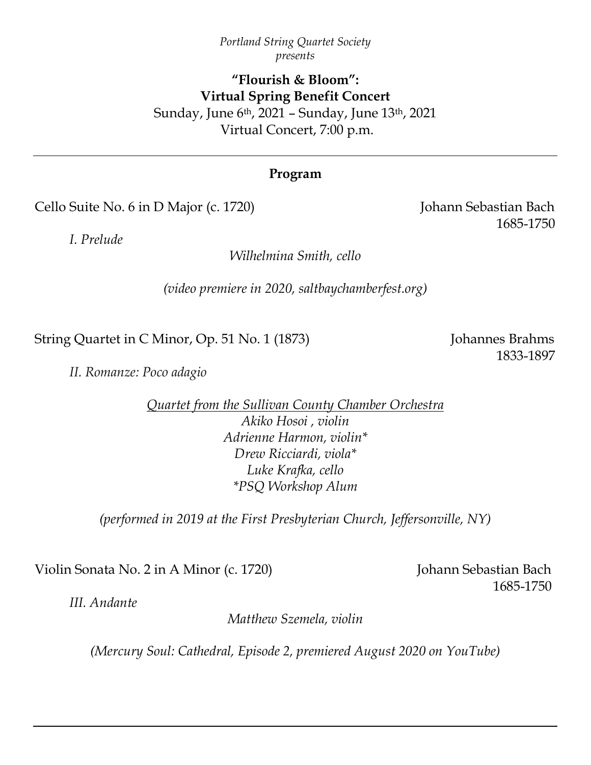*Portland String Quartet Society*
*presents*

**"Flourish & Bloom":**
**Virtual Spring Benefit Concert**
Sunday, June 6th, 2021 – Sunday, June 13th, 2021
Virtual Concert, 7:00 p.m.

---

## Program

Cello Suite No. 6 in D Major (c. 1720) — Johann Sebastian Bach, 1685-1750

*I. Prelude*

*Wilhelmina Smith, cello*

*(video premiere in 2020, saltbaychamberfest.org)*

String Quartet in C Minor, Op. 51 No. 1 (1873) — Johannes Brahms, 1833-1897

*II. Romanze: Poco adagio*

*Quartet from the Sullivan County Chamber Orchestra*
*Akiko Hosoi , violin*
*Adrienne Harmon, violin**
*Drew Ricciardi, viola**
*Luke Krafka, cello*
**PSQ Workshop Alum*

*(performed in 2019 at the First Presbyterian Church, Jeffersonville, NY)*

Violin Sonata No. 2 in A Minor (c. 1720) — Johann Sebastian Bach, 1685-1750

*III. Andante*

*Matthew Szemela, violin*

*(Mercury Soul: Cathedral, Episode 2, premiered August 2020 on YouTube)*

---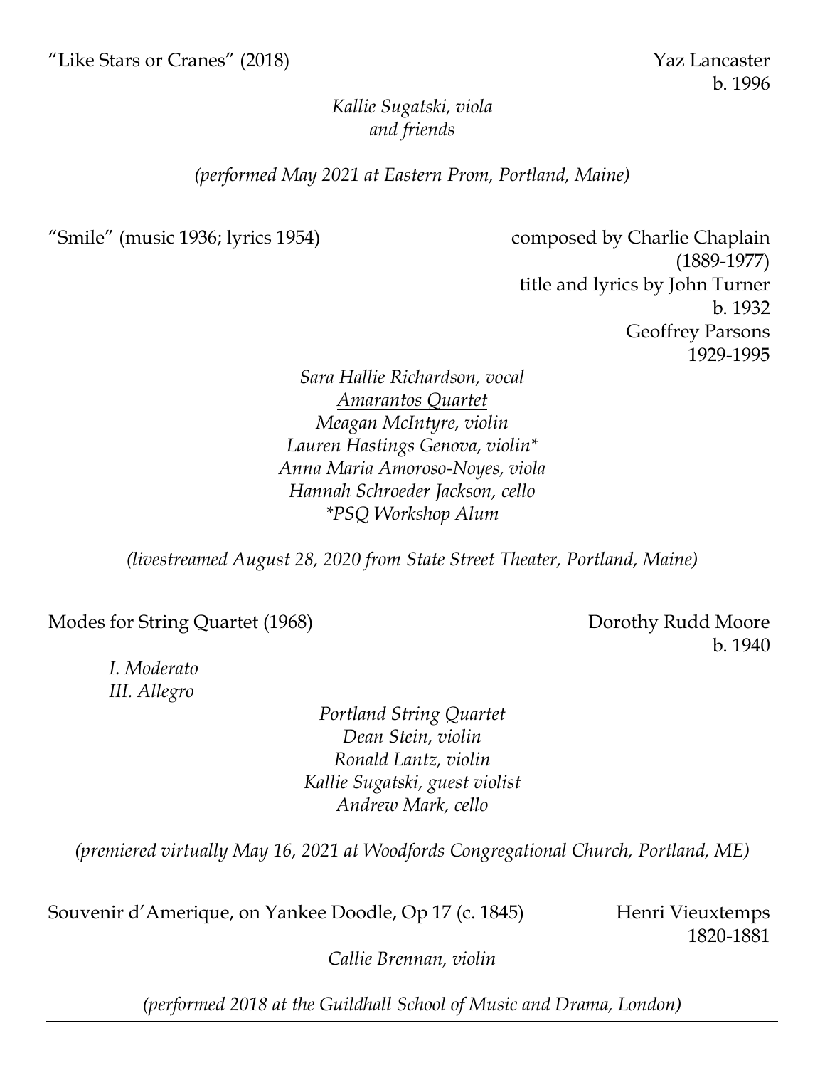"Like Stars or Cranes" (2018) Yaz Lancaster
b. 1996

*Kallie Sugatski, viola*
*and friends*

*(performed May 2021 at Eastern Prom, Portland, Maine)*

"Smile" (music 1936; lyrics 1954) composed by Charlie Chaplain
(1889-1977)
title and lyrics by John Turner
b. 1932
Geoffrey Parsons
1929-1995

*Sara Hallie Richardson, vocal*
*Amarantos Quartet*
*Meagan McIntyre, violin*
*Lauren Hastings Genova, violin**
*Anna Maria Amoroso-Noyes, viola*
*Hannah Schroeder Jackson, cello*
**PSQ Workshop Alum*

*(livestreamed August 28, 2020 from State Street Theater, Portland, Maine)*

Modes for String Quartet (1968) Dorothy Rudd Moore
b. 1940

*I. Moderato*
*III. Allegro*

*Portland String Quartet*
*Dean Stein, violin*
*Ronald Lantz, violin*
*Kallie Sugatski, guest violist*
*Andrew Mark, cello*

*(premiered virtually May 16, 2021 at Woodfords Congregational Church, Portland, ME)*

Souvenir d'Amerique, on Yankee Doodle, Op 17 (c. 1845) Henri Vieuxtemps
1820-1881

*Callie Brennan, violin*

*(performed 2018 at the Guildhall School of Music and Drama, London)*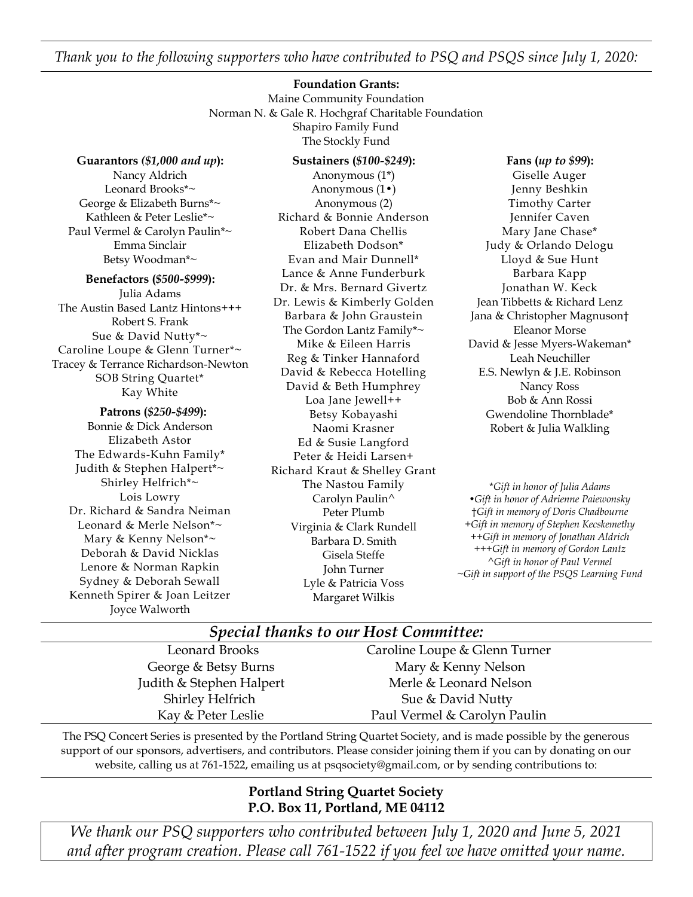*Thank you to the following supporters who have contributed to PSQ and PSQS since July 1, 2020:*

**Foundation Grants:**
Maine Community Foundation
Norman N. & Gale R. Hochgraf Charitable Foundation
Shapiro Family Fund
The Stockly Fund

**Guarantors** ***($1,000 and up)*****:**
Nancy Aldrich
Leonard Brooks*~
George & Elizabeth Burns*~
Kathleen & Peter Leslie*~
Paul Vermel & Carolyn Paulin*~
Emma Sinclair
Betsy Woodman*~

**Benefactors (*****$500-$999*****):**
Julia Adams
The Austin Based Lantz Hintons+++
Robert S. Frank
Sue & David Nutty*~
Caroline Loupe & Glenn Turner*~
Tracey & Terrance Richardson-Newton
SOB String Quartet*
Kay White

**Patrons (*****$250-$499*****):**
Bonnie & Dick Anderson
Elizabeth Astor
The Edwards-Kuhn Family*
Judith & Stephen Halpert*~
Shirley Helfrich*~
Lois Lowry
Dr. Richard & Sandra Neiman
Leonard & Merle Nelson*~
Mary & Kenny Nelson*~
Deborah & David Nicklas
Lenore & Norman Rapkin
Sydney & Deborah Sewall
Kenneth Spirer & Joan Leitzer
Joyce Walworth

**Sustainers (*****$100-$249*****):**
Anonymous (1*)
Anonymous (1•)
Anonymous (2)
Richard & Bonnie Anderson
Robert Dana Chellis
Elizabeth Dodson*
Evan and Mair Dunnell*
Lance & Anne Funderburk
Dr. & Mrs. Bernard Givertz
Dr. Lewis & Kimberly Golden
Barbara & John Graustein
The Gordon Lantz Family*~
Mike & Eileen Harris
Reg & Tinker Hannaford
David & Rebecca Hotelling
David & Beth Humphrey
Loa Jane Jewell++
Betsy Kobayashi
Naomi Krasner
Ed & Susie Langford
Peter & Heidi Larsen+
Richard Kraut & Shelley Grant
The Nastou Family
Carolyn Paulin^
Peter Plumb
Virginia & Clark Rundell
Barbara D. Smith
Gisela Steffe
John Turner
Lyle & Patricia Voss
Margaret Wilkis

**Fans (*****up to $99*****):**
Giselle Auger
Jenny Beshkin
Timothy Carter
Jennifer Caven
Mary Jane Chase*
Judy & Orlando Delogu
Lloyd & Sue Hunt
Barbara Kapp
Jonathan W. Keck
Jean Tibbetts & Richard Lenz
Jana & Christopher Magnuson†
Eleanor Morse
David & Jesse Myers-Wakeman*
Leah Neuchiller
E.S. Newlyn & J.E. Robinson
Nancy Ross
Bob & Ann Rossi
Gwendoline Thornblade*
Robert & Julia Walkling

*\*Gift in honor of Julia Adams*
*•Gift in honor of Adrienne Paiewonsky*
*†Gift in memory of Doris Chadbourne*
*+Gift in memory of Stephen Kecskemethy*
*++Gift in memory of Jonathan Aldrich*
*+++Gift in memory of Gordon Lantz*
*^Gift in honor of Paul Vermel*
*~Gift in support of the PSQS Learning Fund*

## *Special thanks to our Host Committee:*

Leonard Brooks
George & Betsy Burns
Judith & Stephen Halpert
Shirley Helfrich
Kay & Peter Leslie
Caroline Loupe & Glenn Turner
Mary & Kenny Nelson
Merle & Leonard Nelson
Sue & David Nutty
Paul Vermel & Carolyn Paulin

The PSQ Concert Series is presented by the Portland String Quartet Society, and is made possible by the generous support of our sponsors, advertisers, and contributors. Please consider joining them if you can by donating on our website, calling us at 761-1522, emailing us at psqsociety@gmail.com, or by sending contributions to:

**Portland String Quartet Society**
**P.O. Box 11, Portland, ME 04112**

*We thank our PSQ supporters who contributed between July 1, 2020 and June 5, 2021 and after program creation. Please call 761-1522 if you feel we have omitted your name.*